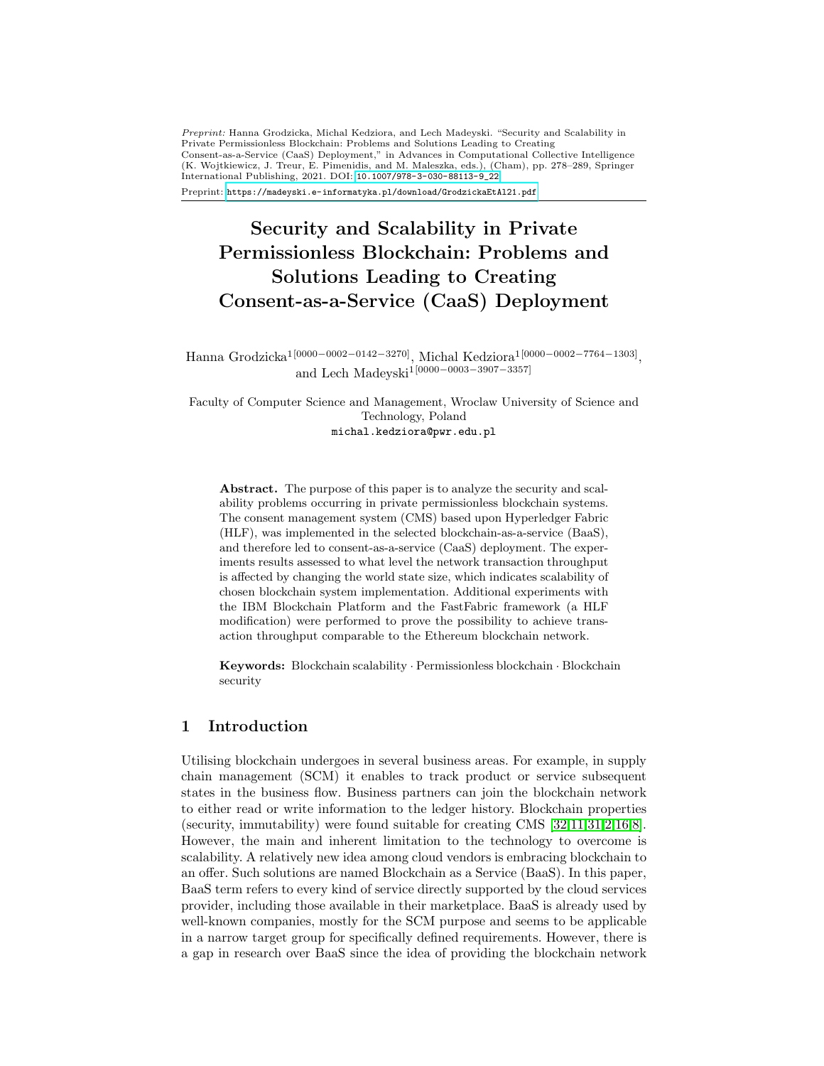*Preprint:* Hanna Grodzicka, Michal Kedziora, and Lech Madeyski. "Security and Scalability in Private Permissionless Blockchain: Problems and Solutions Leading to Creating Consent-as-a-Service (CaaS) Deployment," in Advances in Computational Collective Intelligence (K. Wojtkiewicz, J. Treur, E. Pimenidis, and M. Maleszka, eds.), (Cham), pp. 278–289, Springer International Publishing, 2021. DOI: 10.1007/978-3-030-88113-9_22

Preprint: https://madeyski.e-informatyka.pl/download/GrodzickaEtAl21.pdf

# Security and Scalability in Private Permissionless Blockchain: Problems and Solutions Leading to Creating Consent-as-a-Service (CaaS) Deployment

Hanna Grodzicka[1 [0000-0002-0142-3270]], Michal Kedziora[1 [0000-0002-7764-1303]], and Lech Madeyski[1 [0000-0003-3907-3357]]

Faculty of Computer Science and Management, Wroclaw University of Science and Technology, Poland
michal.kedziora@pwr.edu.pl

**Abstract.** The purpose of this paper is to analyze the security and scalability problems occurring in private permissionless blockchain systems. The consent management system (CMS) based upon Hyperledger Fabric (HLF), was implemented in the selected blockchain-as-a-service (BaaS), and therefore led to consent-as-a-service (CaaS) deployment. The experiments results assessed to what level the network transaction throughput is affected by changing the world state size, which indicates scalability of chosen blockchain system implementation. Additional experiments with the IBM Blockchain Platform and the FastFabric framework (a HLF modification) were performed to prove the possibility to achieve transaction throughput comparable to the Ethereum blockchain network.

**Keywords:** Blockchain scalability · Permissionless blockchain · Blockchain security

## 1 Introduction

Utilising blockchain undergoes in several business areas. For example, in supply chain management (SCM) it enables to track product or service subsequent states in the business flow. Business partners can join the blockchain network to either read or write information to the ledger history. Blockchain properties (security, immutability) were found suitable for creating CMS [32,11,31,2,16,8]. However, the main and inherent limitation to the technology to overcome is scalability. A relatively new idea among cloud vendors is embracing blockchain to an offer. Such solutions are named Blockchain as a Service (BaaS). In this paper, BaaS term refers to every kind of service directly supported by the cloud services provider, including those available in their marketplace. BaaS is already used by well-known companies, mostly for the SCM purpose and seems to be applicable in a narrow target group for specifically defined requirements. However, there is a gap in research over BaaS since the idea of providing the blockchain network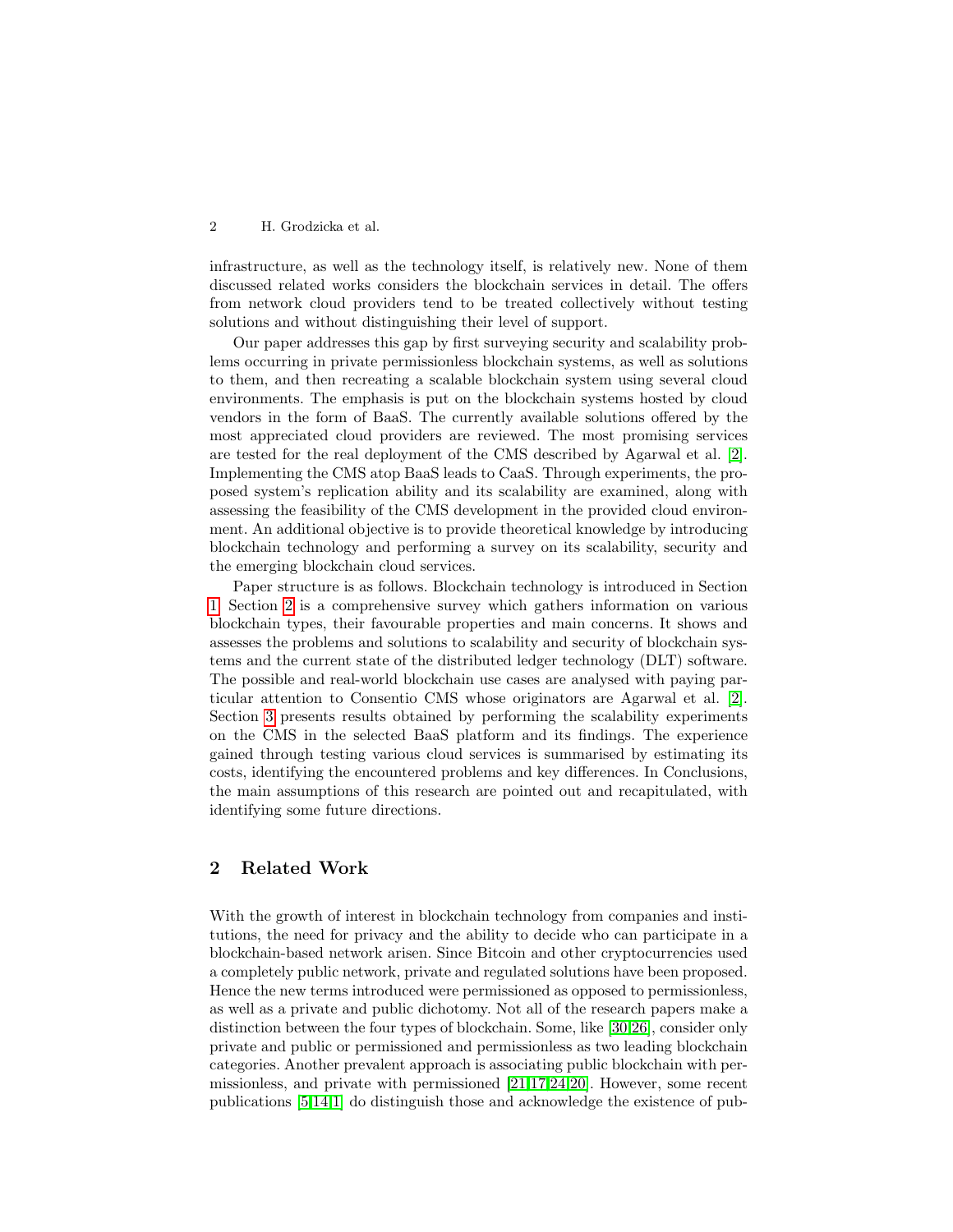infrastructure, as well as the technology itself, is relatively new. None of them discussed related works considers the blockchain services in detail. The offers from network cloud providers tend to be treated collectively without testing solutions and without distinguishing their level of support.

Our paper addresses this gap by first surveying security and scalability problems occurring in private permissionless blockchain systems, as well as solutions to them, and then recreating a scalable blockchain system using several cloud environments. The emphasis is put on the blockchain systems hosted by cloud vendors in the form of BaaS. The currently available solutions offered by the most appreciated cloud providers are reviewed. The most promising services are tested for the real deployment of the CMS described by Agarwal et al. [2]. Implementing the CMS atop BaaS leads to CaaS. Through experiments, the proposed system's replication ability and its scalability are examined, along with assessing the feasibility of the CMS development in the provided cloud environment. An additional objective is to provide theoretical knowledge by introducing blockchain technology and performing a survey on its scalability, security and the emerging blockchain cloud services.

Paper structure is as follows. Blockchain technology is introduced in Section 1. Section 2 is a comprehensive survey which gathers information on various blockchain types, their favourable properties and main concerns. It shows and assesses the problems and solutions to scalability and security of blockchain systems and the current state of the distributed ledger technology (DLT) software. The possible and real-world blockchain use cases are analysed with paying particular attention to Consentio CMS whose originators are Agarwal et al. [2]. Section 3 presents results obtained by performing the scalability experiments on the CMS in the selected BaaS platform and its findings. The experience gained through testing various cloud services is summarised by estimating its costs, identifying the encountered problems and key differences. In Conclusions, the main assumptions of this research are pointed out and recapitulated, with identifying some future directions.

## 2 Related Work

With the growth of interest in blockchain technology from companies and institutions, the need for privacy and the ability to decide who can participate in a blockchain-based network arisen. Since Bitcoin and other cryptocurrencies used a completely public network, private and regulated solutions have been proposed. Hence the new terms introduced were permissioned as opposed to permissionless, as well as a private and public dichotomy. Not all of the research papers make a distinction between the four types of blockchain. Some, like [30,26], consider only private and public or permissioned and permissionless as two leading blockchain categories. Another prevalent approach is associating public blockchain with permissionless, and private with permissioned [21,17,24,20]. However, some recent publications [5,14,1] do distinguish those and acknowledge the existence of pub-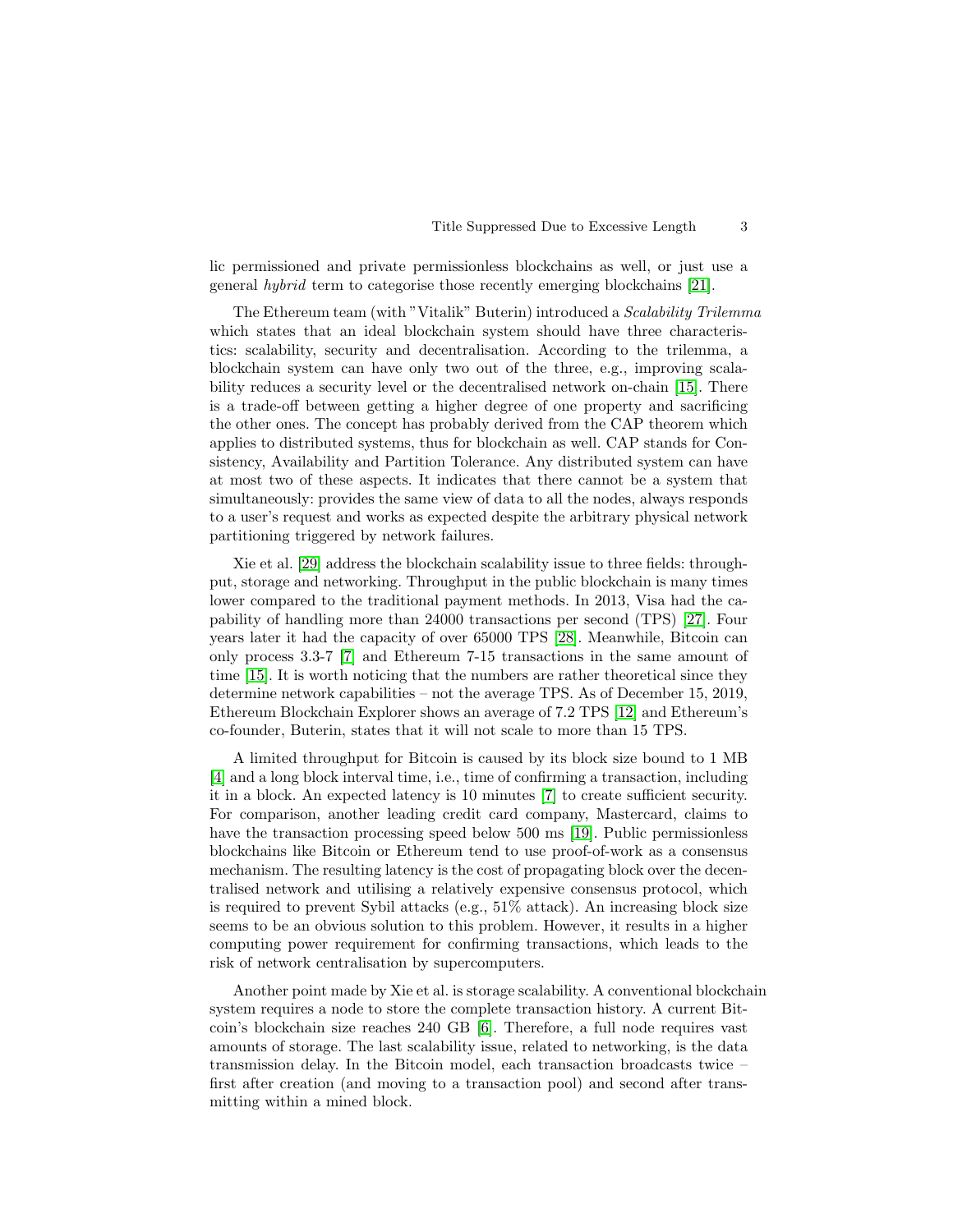lic permissioned and private permissionless blockchains as well, or just use a general *hybrid* term to categorise those recently emerging blockchains [21].

The Ethereum team (with "Vitalik" Buterin) introduced a *Scalability Trilemma* which states that an ideal blockchain system should have three characteristics: scalability, security and decentralisation. According to the trilemma, a blockchain system can have only two out of the three, e.g., improving scalability reduces a security level or the decentralised network on-chain [15]. There is a trade-off between getting a higher degree of one property and sacrificing the other ones. The concept has probably derived from the CAP theorem which applies to distributed systems, thus for blockchain as well. CAP stands for Consistency, Availability and Partition Tolerance. Any distributed system can have at most two of these aspects. It indicates that there cannot be a system that simultaneously: provides the same view of data to all the nodes, always responds to a user's request and works as expected despite the arbitrary physical network partitioning triggered by network failures.

Xie et al. [29] address the blockchain scalability issue to three fields: throughput, storage and networking. Throughput in the public blockchain is many times lower compared to the traditional payment methods. In 2013, Visa had the capability of handling more than 24000 transactions per second (TPS) [27]. Four years later it had the capacity of over 65000 TPS [28]. Meanwhile, Bitcoin can only process 3.3-7 [7] and Ethereum 7-15 transactions in the same amount of time [15]. It is worth noticing that the numbers are rather theoretical since they determine network capabilities – not the average TPS. As of December 15, 2019, Ethereum Blockchain Explorer shows an average of 7.2 TPS [12] and Ethereum's co-founder, Buterin, states that it will not scale to more than 15 TPS.

A limited throughput for Bitcoin is caused by its block size bound to 1 MB [4] and a long block interval time, i.e., time of confirming a transaction, including it in a block. An expected latency is 10 minutes [7] to create sufficient security. For comparison, another leading credit card company, Mastercard, claims to have the transaction processing speed below 500 ms [19]. Public permissionless blockchains like Bitcoin or Ethereum tend to use proof-of-work as a consensus mechanism. The resulting latency is the cost of propagating block over the decentralised network and utilising a relatively expensive consensus protocol, which is required to prevent Sybil attacks (e.g., 51% attack). An increasing block size seems to be an obvious solution to this problem. However, it results in a higher computing power requirement for confirming transactions, which leads to the risk of network centralisation by supercomputers.

Another point made by Xie et al. is storage scalability. A conventional blockchain system requires a node to store the complete transaction history. A current Bitcoin's blockchain size reaches 240 GB [6]. Therefore, a full node requires vast amounts of storage. The last scalability issue, related to networking, is the data transmission delay. In the Bitcoin model, each transaction broadcasts twice – first after creation (and moving to a transaction pool) and second after transmitting within a mined block.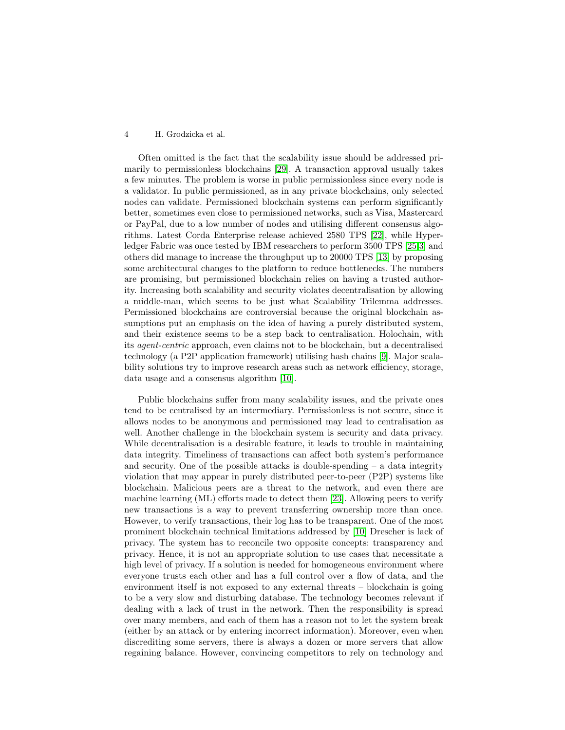Often omitted is the fact that the scalability issue should be addressed primarily to permissionless blockchains [29]. A transaction approval usually takes a few minutes. The problem is worse in public permissionless since every node is a validator. In public permissioned, as in any private blockchains, only selected nodes can validate. Permissioned blockchain systems can perform significantly better, sometimes even close to permissioned networks, such as Visa, Mastercard or PayPal, due to a low number of nodes and utilising different consensus algorithms. Latest Corda Enterprise release achieved 2580 TPS [22], while Hyperledger Fabric was once tested by IBM researchers to perform 3500 TPS [25,3] and others did manage to increase the throughput up to 20000 TPS [13] by proposing some architectural changes to the platform to reduce bottlenecks. The numbers are promising, but permissioned blockchain relies on having a trusted authority. Increasing both scalability and security violates decentralisation by allowing a middle-man, which seems to be just what Scalability Trilemma addresses. Permissioned blockchains are controversial because the original blockchain assumptions put an emphasis on the idea of having a purely distributed system, and their existence seems to be a step back to centralisation. Holochain, with its *agent-centric* approach, even claims not to be blockchain, but a decentralised technology (a P2P application framework) utilising hash chains [9]. Major scalability solutions try to improve research areas such as network efficiency, storage, data usage and a consensus algorithm [10].

Public blockchains suffer from many scalability issues, and the private ones tend to be centralised by an intermediary. Permissionless is not secure, since it allows nodes to be anonymous and permissioned may lead to centralisation as well. Another challenge in the blockchain system is security and data privacy. While decentralisation is a desirable feature, it leads to trouble in maintaining data integrity. Timeliness of transactions can affect both system's performance and security. One of the possible attacks is double-spending – a data integrity violation that may appear in purely distributed peer-to-peer (P2P) systems like blockchain. Malicious peers are a threat to the network, and even there are machine learning (ML) efforts made to detect them [23]. Allowing peers to verify new transactions is a way to prevent transferring ownership more than once. However, to verify transactions, their log has to be transparent. One of the most prominent blockchain technical limitations addressed by [10] Drescher is lack of privacy. The system has to reconcile two opposite concepts: transparency and privacy. Hence, it is not an appropriate solution to use cases that necessitate a high level of privacy. If a solution is needed for homogeneous environment where everyone trusts each other and has a full control over a flow of data, and the environment itself is not exposed to any external threats – blockchain is going to be a very slow and disturbing database. The technology becomes relevant if dealing with a lack of trust in the network. Then the responsibility is spread over many members, and each of them has a reason not to let the system break (either by an attack or by entering incorrect information). Moreover, even when discrediting some servers, there is always a dozen or more servers that allow regaining balance. However, convincing competitors to rely on technology and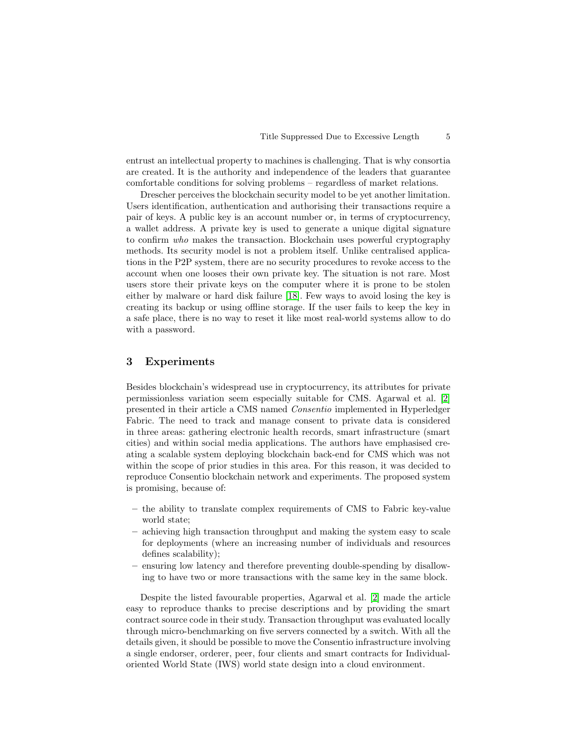entrust an intellectual property to machines is challenging. That is why consortia are created. It is the authority and independence of the leaders that guarantee comfortable conditions for solving problems – regardless of market relations.

Drescher perceives the blockchain security model to be yet another limitation. Users identification, authentication and authorising their transactions require a pair of keys. A public key is an account number or, in terms of cryptocurrency, a wallet address. A private key is used to generate a unique digital signature to confirm *who* makes the transaction. Blockchain uses powerful cryptography methods. Its security model is not a problem itself. Unlike centralised applications in the P2P system, there are no security procedures to revoke access to the account when one looses their own private key. The situation is not rare. Most users store their private keys on the computer where it is prone to be stolen either by malware or hard disk failure [18]. Few ways to avoid losing the key is creating its backup or using offline storage. If the user fails to keep the key in a safe place, there is no way to reset it like most real-world systems allow to do with a password.

## 3 Experiments

Besides blockchain's widespread use in cryptocurrency, its attributes for private permissionless variation seem especially suitable for CMS. Agarwal et al. [2] presented in their article a CMS named *Consentio* implemented in Hyperledger Fabric. The need to track and manage consent to private data is considered in three areas: gathering electronic health records, smart infrastructure (smart cities) and within social media applications. The authors have emphasised creating a scalable system deploying blockchain back-end for CMS which was not within the scope of prior studies in this area. For this reason, it was decided to reproduce Consentio blockchain network and experiments. The proposed system is promising, because of:

- the ability to translate complex requirements of CMS to Fabric key-value world state;
- achieving high transaction throughput and making the system easy to scale for deployments (where an increasing number of individuals and resources defines scalability);
- ensuring low latency and therefore preventing double-spending by disallowing to have two or more transactions with the same key in the same block.

Despite the listed favourable properties, Agarwal et al. [2] made the article easy to reproduce thanks to precise descriptions and by providing the smart contract source code in their study. Transaction throughput was evaluated locally through micro-benchmarking on five servers connected by a switch. With all the details given, it should be possible to move the Consentio infrastructure involving a single endorser, orderer, peer, four clients and smart contracts for Individual-oriented World State (IWS) world state design into a cloud environment.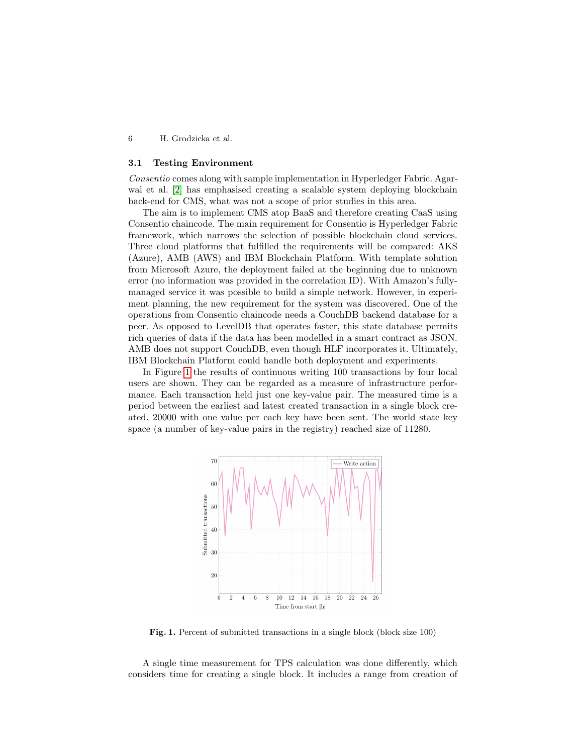### 3.1 Testing Environment

*Consentio* comes along with sample implementation in Hyperledger Fabric. Agarwal et al. [2] has emphasised creating a scalable system deploying blockchain back-end for CMS, what was not a scope of prior studies in this area.

The aim is to implement CMS atop BaaS and therefore creating CaaS using Consentio chaincode. The main requirement for Consentio is Hyperledger Fabric framework, which narrows the selection of possible blockchain cloud services. Three cloud platforms that fulfilled the requirements will be compared: AKS (Azure), AMB (AWS) and IBM Blockchain Platform. With template solution from Microsoft Azure, the deployment failed at the beginning due to unknown error (no information was provided in the correlation ID). With Amazon's fully-managed service it was possible to build a simple network. However, in experiment planning, the new requirement for the system was discovered. One of the operations from Consentio chaincode needs a CouchDB backend database for a peer. As opposed to LevelDB that operates faster, this state database permits rich queries of data if the data has been modelled in a smart contract as JSON. AMB does not support CouchDB, even though HLF incorporates it. Ultimately, IBM Blockchain Platform could handle both deployment and experiments.

In Figure 1 the results of continuous writing 100 transactions by four local users are shown. They can be regarded as a measure of infrastructure performance. Each transaction held just one key-value pair. The measured time is a period between the earliest and latest created transaction in a single block created. 20000 with one value per each key have been sent. The world state key space (a number of key-value pairs in the registry) reached size of 11280.

**Fig. 1.** Percent of submitted transactions in a single block (block size 100)

A single time measurement for TPS calculation was done differently, which considers time for creating a single block. It includes a range from creation of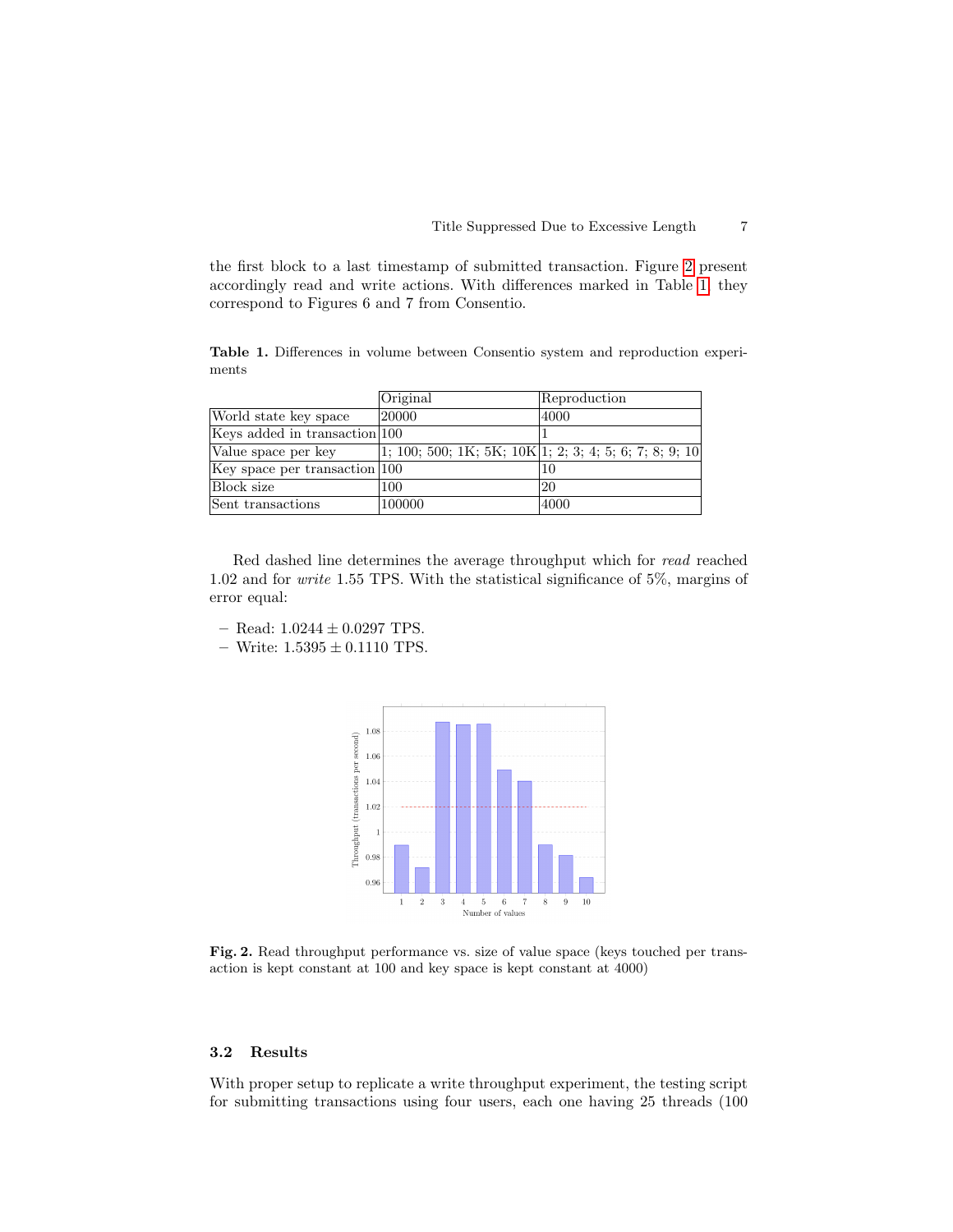the first block to a last timestamp of submitted transaction. Figure 2 present accordingly read and write actions. With differences marked in Table 1, they correspond to Figures 6 and 7 from Consentio.

**Table 1.** Differences in volume between Consentio system and reproduction experiments

| | Original | Reproduction |
|---|---|---|
| World state key space | 20000 | 4000 |
| Keys added in transaction | 100 | 1 |
| Value space per key | 1; 100; 500; 1K; 5K; 10K | 1; 2; 3; 4; 5; 6; 7; 8; 9; 10 |
| Key space per transaction | 100 | 10 |
| Block size | 100 | 20 |
| Sent transactions | 100000 | 4000 |

Red dashed line determines the average throughput which for *read* reached 1.02 and for *write* 1.55 TPS. With the statistical significance of 5%, margins of error equal:

- Read: $1.0244 \pm 0.0297$ TPS.
- Write: $1.5395 \pm 0.1110$ TPS.

**Fig. 2.** Read throughput performance vs. size of value space (keys touched per transaction is kept constant at 100 and key space is kept constant at 4000)

### 3.2 Results

With proper setup to replicate a write throughput experiment, the testing script for submitting transactions using four users, each one having 25 threads (100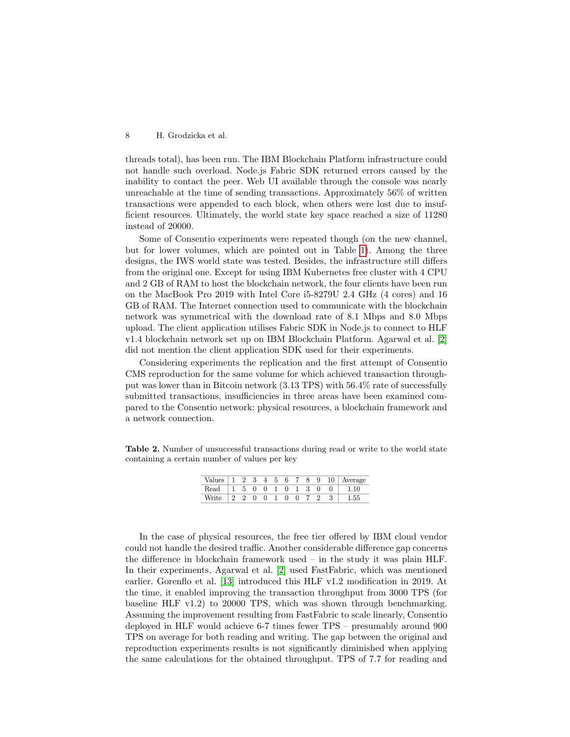threads total), has been run. The IBM Blockchain Platform infrastructure could not handle such overload. Node.js Fabric SDK returned errors caused by the inability to contact the peer. Web UI available through the console was nearly unreachable at the time of sending transactions. Approximately 56% of written transactions were appended to each block, when others were lost due to insufficient resources. Ultimately, the world state key space reached a size of 11280 instead of 20000.

Some of Consentio experiments were repeated though (on the new channel, but for lower volumes, which are pointed out in Table 1). Among the three designs, the IWS world state was tested. Besides, the infrastructure still differs from the original one. Except for using IBM Kubernetes free cluster with 4 CPU and 2 GB of RAM to host the blockchain network, the four clients have been run on the MacBook Pro 2019 with Intel Core i5-8279U 2.4 GHz (4 cores) and 16 GB of RAM. The Internet connection used to communicate with the blockchain network was symmetrical with the download rate of 8.1 Mbps and 8.0 Mbps upload. The client application utilises Fabric SDK in Node.js to connect to HLF v1.4 blockchain network set up on IBM Blockchain Platform. Agarwal et al. [2] did not mention the client application SDK used for their experiments.

Considering experiments the replication and the first attempt of Consentio CMS reproduction for the same volume for which achieved transaction throughput was lower than in Bitcoin network (3.13 TPS) with 56.4% rate of successfully submitted transactions, insufficiencies in three areas have been examined compared to the Consentio network: physical resources, a blockchain framework and a network connection.

**Table 2.** Number of unsuccessful transactions during read or write to the world state containing a certain number of values per key

| Values | 1 | 2 | 3 | 4 | 5 | 6 | 7 | 8 | 9 | 10 | Average |
|---|---|---|---|---|---|---|---|---|---|---|---|
| Read | 1 | 5 | 0 | 0 | 1 | 0 | 1 | 3 | 0 | 0 | 1.10 |
| Write | 2 | 2 | 0 | 0 | 1 | 0 | 0 | 7 | 2 | 3 | 1.55 |

In the case of physical resources, the free tier offered by IBM cloud vendor could not handle the desired traffic. Another considerable difference gap concerns the difference in blockchain framework used – in the study it was plain HLF. In their experiments, Agarwal et al. [2] used FastFabric, which was mentioned earlier. Gorenflo et al. [13] introduced this HLF v1.2 modification in 2019. At the time, it enabled improving the transaction throughput from 3000 TPS (for baseline HLF v1.2) to 20000 TPS, which was shown through benchmarking. Assuming the improvement resulting from FastFabric to scale linearly, Consentio deployed in HLF would achieve 6-7 times fewer TPS – presumably around 900 TPS on average for both reading and writing. The gap between the original and reproduction experiments results is not significantly diminished when applying the same calculations for the obtained throughput. TPS of 7.7 for reading and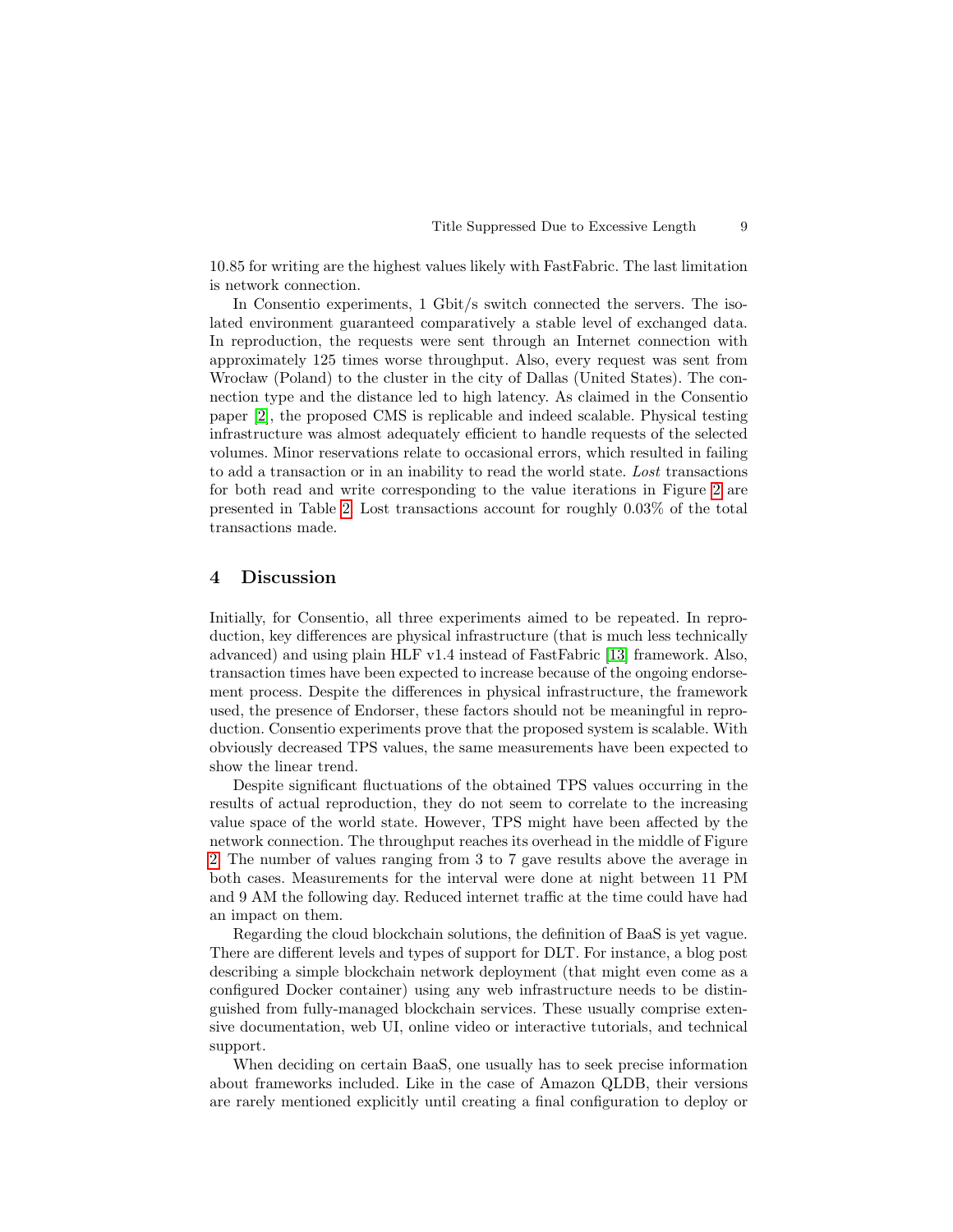10.85 for writing are the highest values likely with FastFabric. The last limitation is network connection.

In Consentio experiments, 1 Gbit/s switch connected the servers. The isolated environment guaranteed comparatively a stable level of exchanged data. In reproduction, the requests were sent through an Internet connection with approximately 125 times worse throughput. Also, every request was sent from Wrocław (Poland) to the cluster in the city of Dallas (United States). The connection type and the distance led to high latency. As claimed in the Consentio paper [2], the proposed CMS is replicable and indeed scalable. Physical testing infrastructure was almost adequately efficient to handle requests of the selected volumes. Minor reservations relate to occasional errors, which resulted in failing to add a transaction or in an inability to read the world state. *Lost* transactions for both read and write corresponding to the value iterations in Figure 2 are presented in Table 2. Lost transactions account for roughly 0.03% of the total transactions made.

## 4 Discussion

Initially, for Consentio, all three experiments aimed to be repeated. In reproduction, key differences are physical infrastructure (that is much less technically advanced) and using plain HLF v1.4 instead of FastFabric [13] framework. Also, transaction times have been expected to increase because of the ongoing endorsement process. Despite the differences in physical infrastructure, the framework used, the presence of Endorser, these factors should not be meaningful in reproduction. Consentio experiments prove that the proposed system is scalable. With obviously decreased TPS values, the same measurements have been expected to show the linear trend.

Despite significant fluctuations of the obtained TPS values occurring in the results of actual reproduction, they do not seem to correlate to the increasing value space of the world state. However, TPS might have been affected by the network connection. The throughput reaches its overhead in the middle of Figure 2. The number of values ranging from 3 to 7 gave results above the average in both cases. Measurements for the interval were done at night between 11 PM and 9 AM the following day. Reduced internet traffic at the time could have had an impact on them.

Regarding the cloud blockchain solutions, the definition of BaaS is yet vague. There are different levels and types of support for DLT. For instance, a blog post describing a simple blockchain network deployment (that might even come as a configured Docker container) using any web infrastructure needs to be distinguished from fully-managed blockchain services. These usually comprise extensive documentation, web UI, online video or interactive tutorials, and technical support.

When deciding on certain BaaS, one usually has to seek precise information about frameworks included. Like in the case of Amazon QLDB, their versions are rarely mentioned explicitly until creating a final configuration to deploy or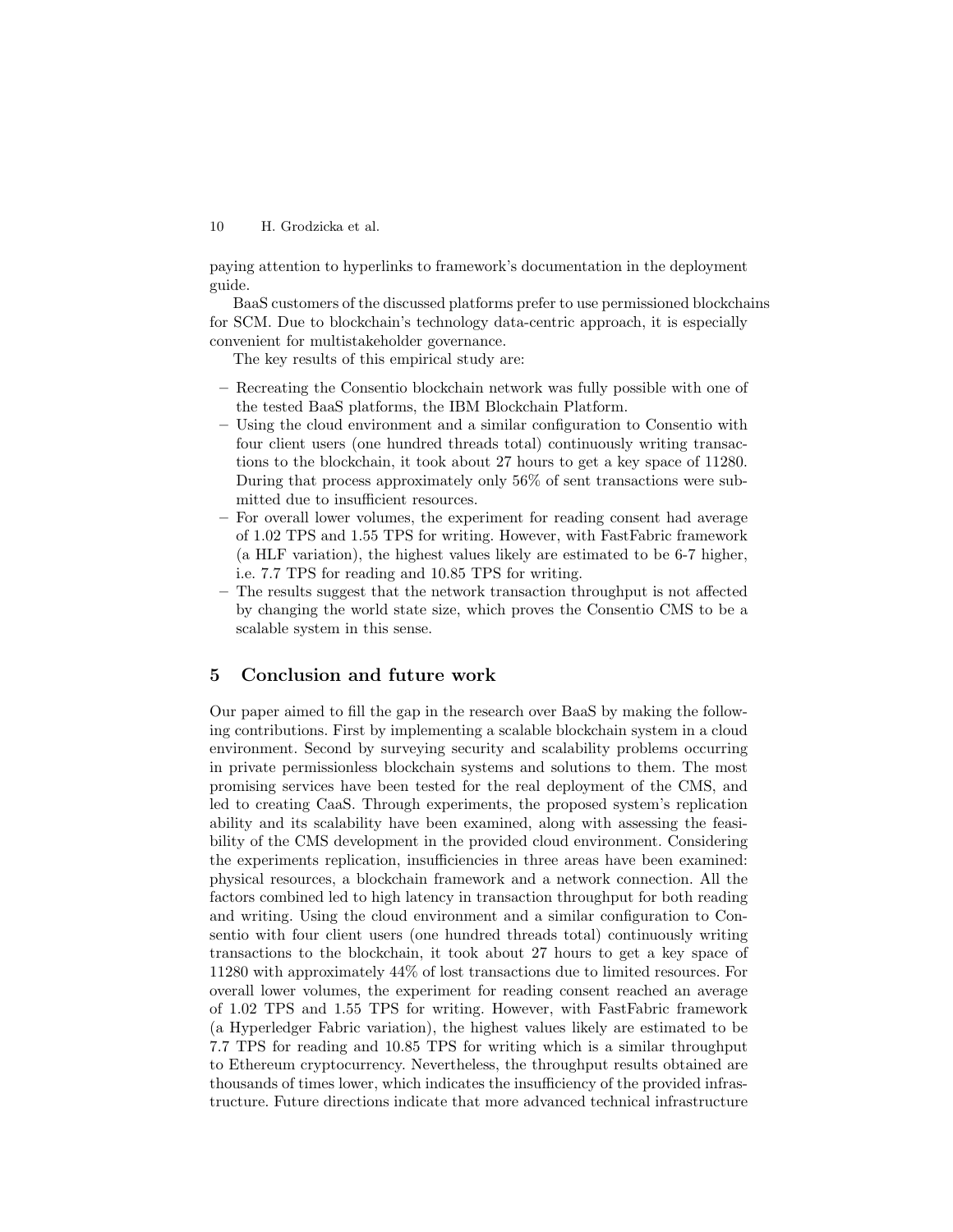paying attention to hyperlinks to framework's documentation in the deployment guide.

BaaS customers of the discussed platforms prefer to use permissioned blockchains for SCM. Due to blockchain's technology data-centric approach, it is especially convenient for multistakeholder governance.

The key results of this empirical study are:

- Recreating the Consentio blockchain network was fully possible with one of the tested BaaS platforms, the IBM Blockchain Platform.
- Using the cloud environment and a similar configuration to Consentio with four client users (one hundred threads total) continuously writing transactions to the blockchain, it took about 27 hours to get a key space of 11280. During that process approximately only 56% of sent transactions were submitted due to insufficient resources.
- For overall lower volumes, the experiment for reading consent had average of 1.02 TPS and 1.55 TPS for writing. However, with FastFabric framework (a HLF variation), the highest values likely are estimated to be 6-7 higher, i.e. 7.7 TPS for reading and 10.85 TPS for writing.
- The results suggest that the network transaction throughput is not affected by changing the world state size, which proves the Consentio CMS to be a scalable system in this sense.

## 5 Conclusion and future work

Our paper aimed to fill the gap in the research over BaaS by making the following contributions. First by implementing a scalable blockchain system in a cloud environment. Second by surveying security and scalability problems occurring in private permissionless blockchain systems and solutions to them. The most promising services have been tested for the real deployment of the CMS, and led to creating CaaS. Through experiments, the proposed system's replication ability and its scalability have been examined, along with assessing the feasibility of the CMS development in the provided cloud environment. Considering the experiments replication, insufficiencies in three areas have been examined: physical resources, a blockchain framework and a network connection. All the factors combined led to high latency in transaction throughput for both reading and writing. Using the cloud environment and a similar configuration to Consentio with four client users (one hundred threads total) continuously writing transactions to the blockchain, it took about 27 hours to get a key space of 11280 with approximately 44% of lost transactions due to limited resources. For overall lower volumes, the experiment for reading consent reached an average of 1.02 TPS and 1.55 TPS for writing. However, with FastFabric framework (a Hyperledger Fabric variation), the highest values likely are estimated to be 7.7 TPS for reading and 10.85 TPS for writing which is a similar throughput to Ethereum cryptocurrency. Nevertheless, the throughput results obtained are thousands of times lower, which indicates the insufficiency of the provided infrastructure. Future directions indicate that more advanced technical infrastructure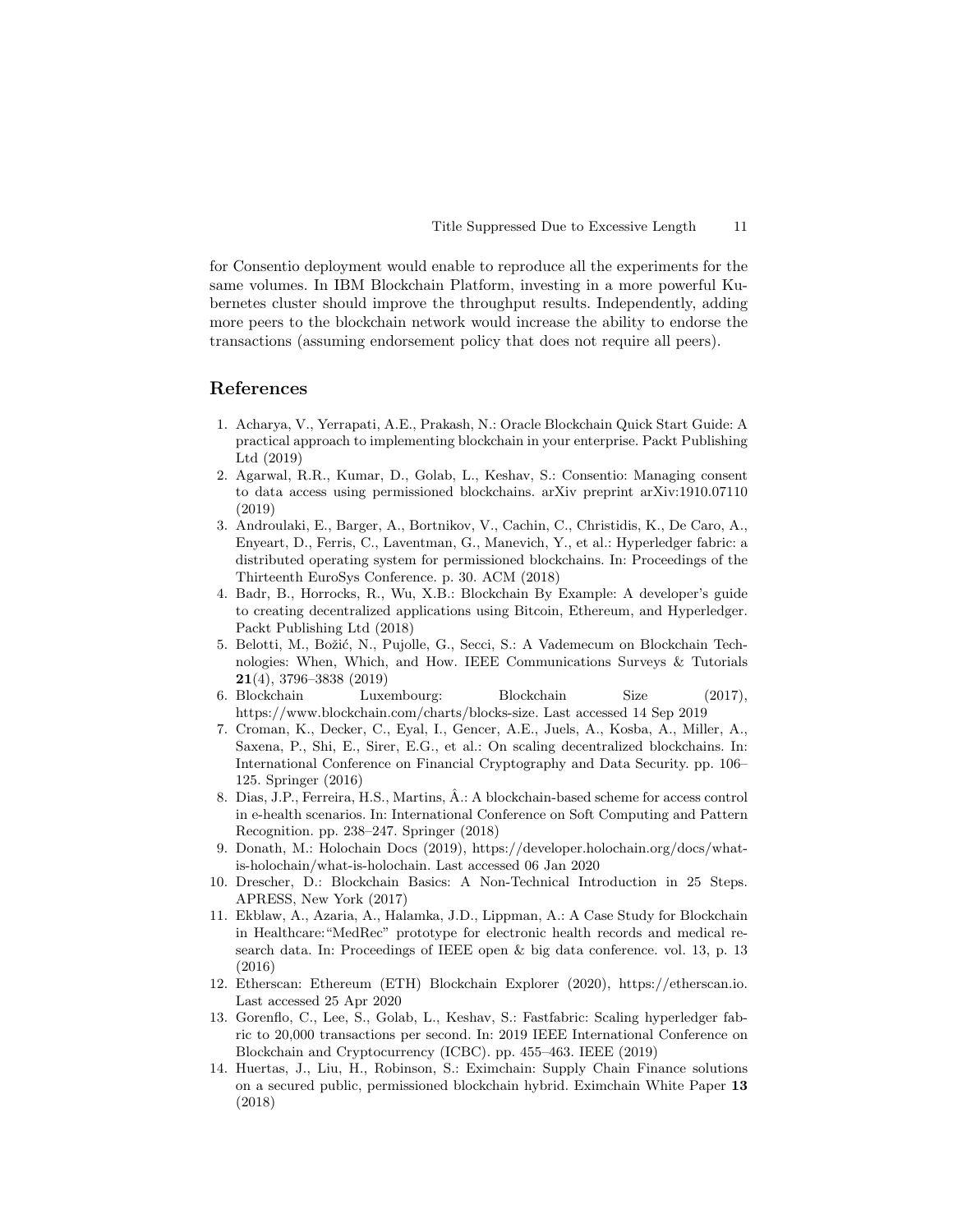for Consentio deployment would enable to reproduce all the experiments for the same volumes. In IBM Blockchain Platform, investing in a more powerful Kubernetes cluster should improve the throughput results. Independently, adding more peers to the blockchain network would increase the ability to endorse the transactions (assuming endorsement policy that does not require all peers).

## References

1. Acharya, V., Yerrapati, A.E., Prakash, N.: Oracle Blockchain Quick Start Guide: A practical approach to implementing blockchain in your enterprise. Packt Publishing Ltd (2019)
2. Agarwal, R.R., Kumar, D., Golab, L., Keshav, S.: Consentio: Managing consent to data access using permissioned blockchains. arXiv preprint arXiv:1910.07110 (2019)
3. Androulaki, E., Barger, A., Bortnikov, V., Cachin, C., Christidis, K., De Caro, A., Enyeart, D., Ferris, C., Laventman, G., Manevich, Y., et al.: Hyperledger fabric: a distributed operating system for permissioned blockchains. In: Proceedings of the Thirteenth EuroSys Conference. p. 30. ACM (2018)
4. Badr, B., Horrocks, R., Wu, X.B.: Blockchain By Example: A developer's guide to creating decentralized applications using Bitcoin, Ethereum, and Hyperledger. Packt Publishing Ltd (2018)
5. Belotti, M., Božić, N., Pujolle, G., Secci, S.: A Vademecum on Blockchain Technologies: When, Which, and How. IEEE Communications Surveys & Tutorials **21**(4), 3796–3838 (2019)
6. Blockchain Luxembourg: Blockchain Size (2017), https://www.blockchain.com/charts/blocks-size. Last accessed 14 Sep 2019
7. Croman, K., Decker, C., Eyal, I., Gencer, A.E., Juels, A., Kosba, A., Miller, A., Saxena, P., Shi, E., Sirer, E.G., et al.: On scaling decentralized blockchains. In: International Conference on Financial Cryptography and Data Security. pp. 106–125. Springer (2016)
8. Dias, J.P., Ferreira, H.S., Martins, Â.: A blockchain-based scheme for access control in e-health scenarios. In: International Conference on Soft Computing and Pattern Recognition. pp. 238–247. Springer (2018)
9. Donath, M.: Holochain Docs (2019), https://developer.holochain.org/docs/what-is-holochain/what-is-holochain. Last accessed 06 Jan 2020
10. Drescher, D.: Blockchain Basics: A Non-Technical Introduction in 25 Steps. APRESS, New York (2017)
11. Ekblaw, A., Azaria, A., Halamka, J.D., Lippman, A.: A Case Study for Blockchain in Healthcare:"MedRec" prototype for electronic health records and medical research data. In: Proceedings of IEEE open & big data conference. vol. 13, p. 13 (2016)
12. Etherscan: Ethereum (ETH) Blockchain Explorer (2020), https://etherscan.io. Last accessed 25 Apr 2020
13. Gorenflo, C., Lee, S., Golab, L., Keshav, S.: Fastfabric: Scaling hyperledger fabric to 20,000 transactions per second. In: 2019 IEEE International Conference on Blockchain and Cryptocurrency (ICBC). pp. 455–463. IEEE (2019)
14. Huertas, J., Liu, H., Robinson, S.: Eximchain: Supply Chain Finance solutions on a secured public, permissioned blockchain hybrid. Eximchain White Paper **13** (2018)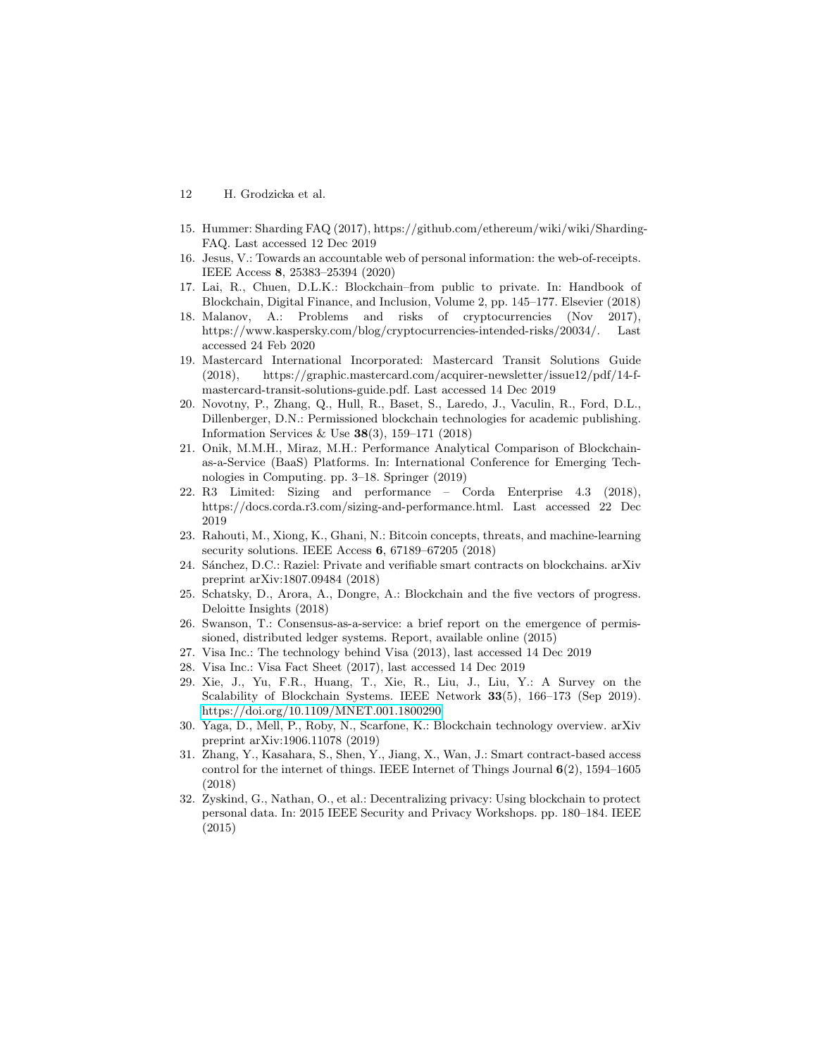15. Hummer: Sharding FAQ (2017), https://github.com/ethereum/wiki/wiki/Sharding-FAQ. Last accessed 12 Dec 2019
16. Jesus, V.: Towards an accountable web of personal information: the web-of-receipts. IEEE Access **8**, 25383–25394 (2020)
17. Lai, R., Chuen, D.L.K.: Blockchain–from public to private. In: Handbook of Blockchain, Digital Finance, and Inclusion, Volume 2, pp. 145–177. Elsevier (2018)
18. Malanov, A.: Problems and risks of cryptocurrencies (Nov 2017), https://www.kaspersky.com/blog/cryptocurrencies-intended-risks/20034/. Last accessed 24 Feb 2020
19. Mastercard International Incorporated: Mastercard Transit Solutions Guide (2018), https://graphic.mastercard.com/acquirer-newsletter/issue12/pdf/14-f-mastercard-transit-solutions-guide.pdf. Last accessed 14 Dec 2019
20. Novotny, P., Zhang, Q., Hull, R., Baset, S., Laredo, J., Vaculin, R., Ford, D.L., Dillenberger, D.N.: Permissioned blockchain technologies for academic publishing. Information Services & Use **38**(3), 159–171 (2018)
21. Onik, M.M.H., Miraz, M.H.: Performance Analytical Comparison of Blockchain-as-a-Service (BaaS) Platforms. In: International Conference for Emerging Technologies in Computing. pp. 3–18. Springer (2019)
22. R3 Limited: Sizing and performance – Corda Enterprise 4.3 (2018), https://docs.corda.r3.com/sizing-and-performance.html. Last accessed 22 Dec 2019
23. Rahouti, M., Xiong, K., Ghani, N.: Bitcoin concepts, threats, and machine-learning security solutions. IEEE Access **6**, 67189–67205 (2018)
24. Sánchez, D.C.: Raziel: Private and verifiable smart contracts on blockchains. arXiv preprint arXiv:1807.09484 (2018)
25. Schatsky, D., Arora, A., Dongre, A.: Blockchain and the five vectors of progress. Deloitte Insights (2018)
26. Swanson, T.: Consensus-as-a-service: a brief report on the emergence of permissioned, distributed ledger systems. Report, available online (2015)
27. Visa Inc.: The technology behind Visa (2013), last accessed 14 Dec 2019
28. Visa Inc.: Visa Fact Sheet (2017), last accessed 14 Dec 2019
29. Xie, J., Yu, F.R., Huang, T., Xie, R., Liu, J., Liu, Y.: A Survey on the Scalability of Blockchain Systems. IEEE Network **33**(5), 166–173 (Sep 2019). https://doi.org/10.1109/MNET.001.1800290
30. Yaga, D., Mell, P., Roby, N., Scarfone, K.: Blockchain technology overview. arXiv preprint arXiv:1906.11078 (2019)
31. Zhang, Y., Kasahara, S., Shen, Y., Jiang, X., Wan, J.: Smart contract-based access control for the internet of things. IEEE Internet of Things Journal **6**(2), 1594–1605 (2018)
32. Zyskind, G., Nathan, O., et al.: Decentralizing privacy: Using blockchain to protect personal data. In: 2015 IEEE Security and Privacy Workshops. pp. 180–184. IEEE (2015)